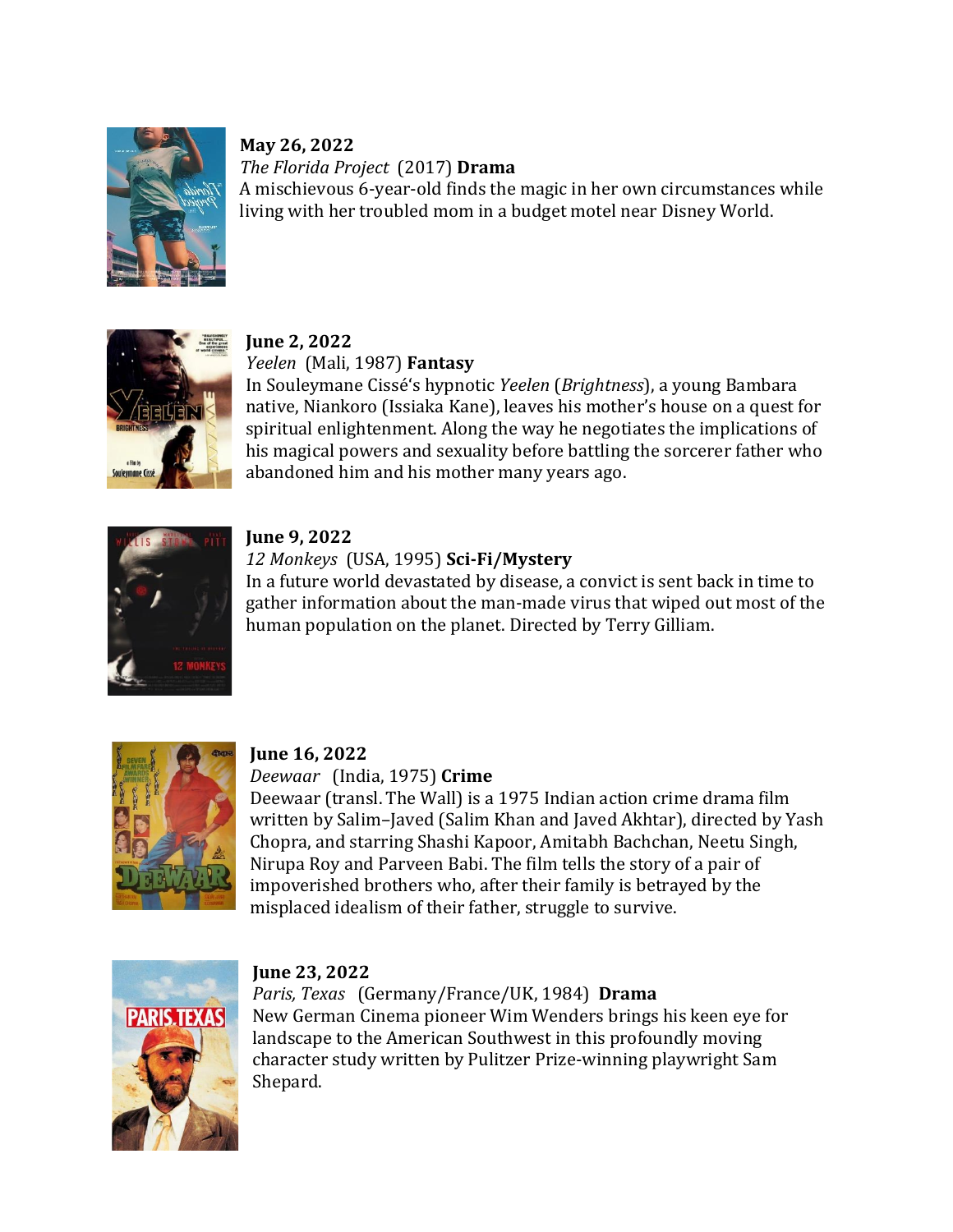**May 26, 2022**
*The Florida Project* (2017) **Drama**
A mischievous 6-year-old finds the magic in her own circumstances while living with her troubled mom in a budget motel near Disney World.

**June 2, 2022**
*Yeelen* (Mali, 1987) **Fantasy**
In Souleymane Cissé's hypnotic *Yeelen* (*Brightness*), a young Bambara native, Niankoro (Issiaka Kane), leaves his mother's house on a quest for spiritual enlightenment. Along the way he negotiates the implications of his magical powers and sexuality before battling the sorcerer father who abandoned him and his mother many years ago.

**June 9, 2022**
*12 Monkeys* (USA, 1995) **Sci-Fi/Mystery**
In a future world devastated by disease, a convict is sent back in time to gather information about the man-made virus that wiped out most of the human population on the planet. Directed by Terry Gilliam.

**June 16, 2022**
*Deewaar* (India, 1975) **Crime**
Deewaar (transl. The Wall) is a 1975 Indian action crime drama film written by Salim–Javed (Salim Khan and Javed Akhtar), directed by Yash Chopra, and starring Shashi Kapoor, Amitabh Bachchan, Neetu Singh, Nirupa Roy and Parveen Babi. The film tells the story of a pair of impoverished brothers who, after their family is betrayed by the misplaced idealism of their father, struggle to survive.

**June 23, 2022**
*Paris, Texas* (Germany/France/UK, 1984) **Drama**
New German Cinema pioneer Wim Wenders brings his keen eye for landscape to the American Southwest in this profoundly moving character study written by Pulitzer Prize-winning playwright Sam Shepard.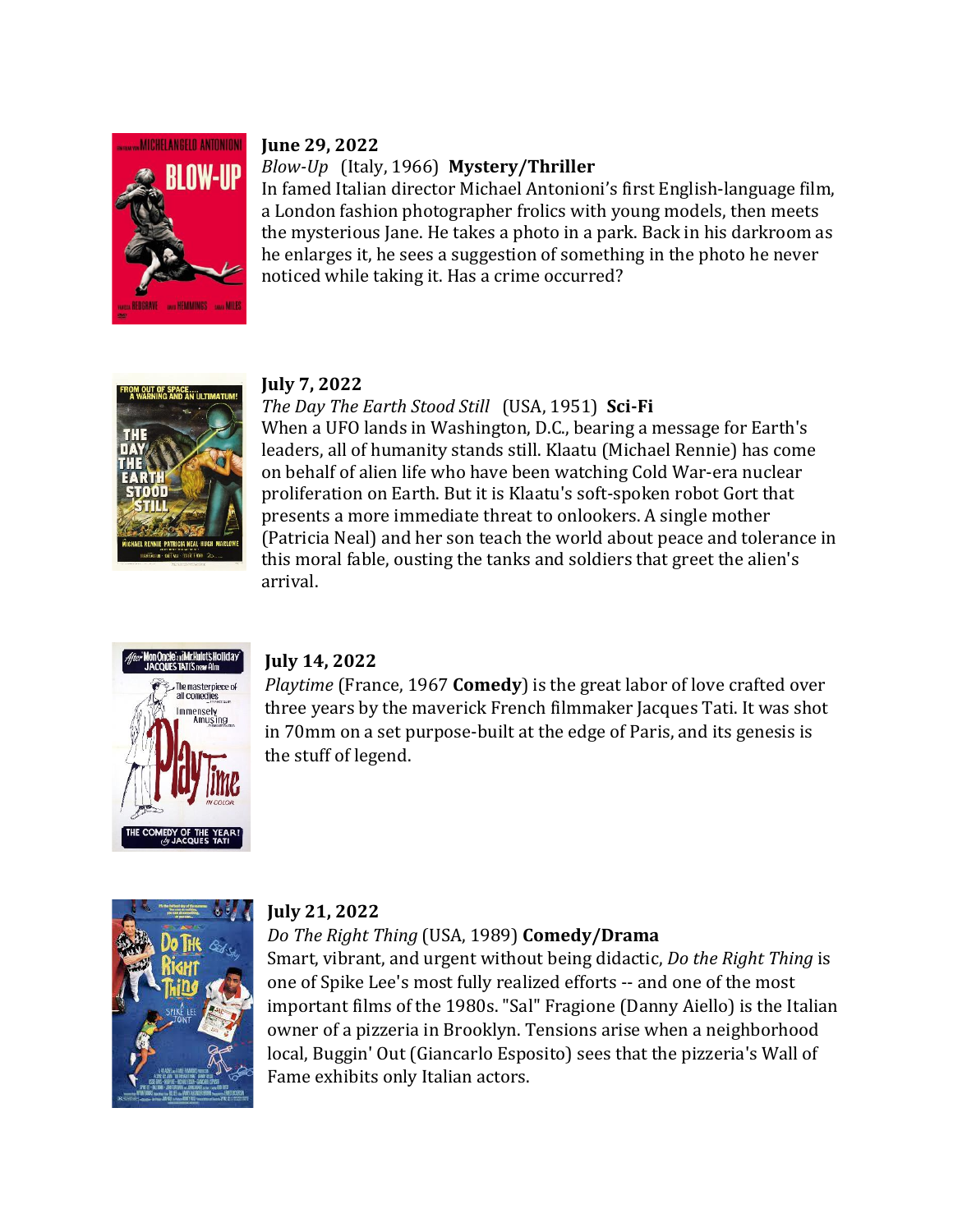**June 29, 2022**

*Blow-Up* (Italy, 1966) **Mystery/Thriller**

In famed Italian director Michael Antonioni's first English-language film, a London fashion photographer frolics with young models, then meets the mysterious Jane. He takes a photo in a park. Back in his darkroom as he enlarges it, he sees a suggestion of something in the photo he never noticed while taking it. Has a crime occurred?

**July 7, 2022**

*The Day The Earth Stood Still* (USA, 1951) **Sci-Fi**

When a UFO lands in Washington, D.C., bearing a message for Earth's leaders, all of humanity stands still. Klaatu (Michael Rennie) has come on behalf of alien life who have been watching Cold War-era nuclear proliferation on Earth. But it is Klaatu's soft-spoken robot Gort that presents a more immediate threat to onlookers. A single mother (Patricia Neal) and her son teach the world about peace and tolerance in this moral fable, ousting the tanks and soldiers that greet the alien's arrival.

**July 14, 2022**

*Playtime* (France, 1967 **Comedy**) is the great labor of love crafted over three years by the maverick French filmmaker Jacques Tati. It was shot in 70mm on a set purpose-built at the edge of Paris, and its genesis is the stuff of legend.

**July 21, 2022**

*Do The Right Thing* (USA, 1989) **Comedy/Drama**

Smart, vibrant, and urgent without being didactic, *Do the Right Thing* is one of Spike Lee's most fully realized efforts -- and one of the most important films of the 1980s. "Sal" Fragione (Danny Aiello) is the Italian owner of a pizzeria in Brooklyn. Tensions arise when a neighborhood local, Buggin' Out (Giancarlo Esposito) sees that the pizzeria's Wall of Fame exhibits only Italian actors.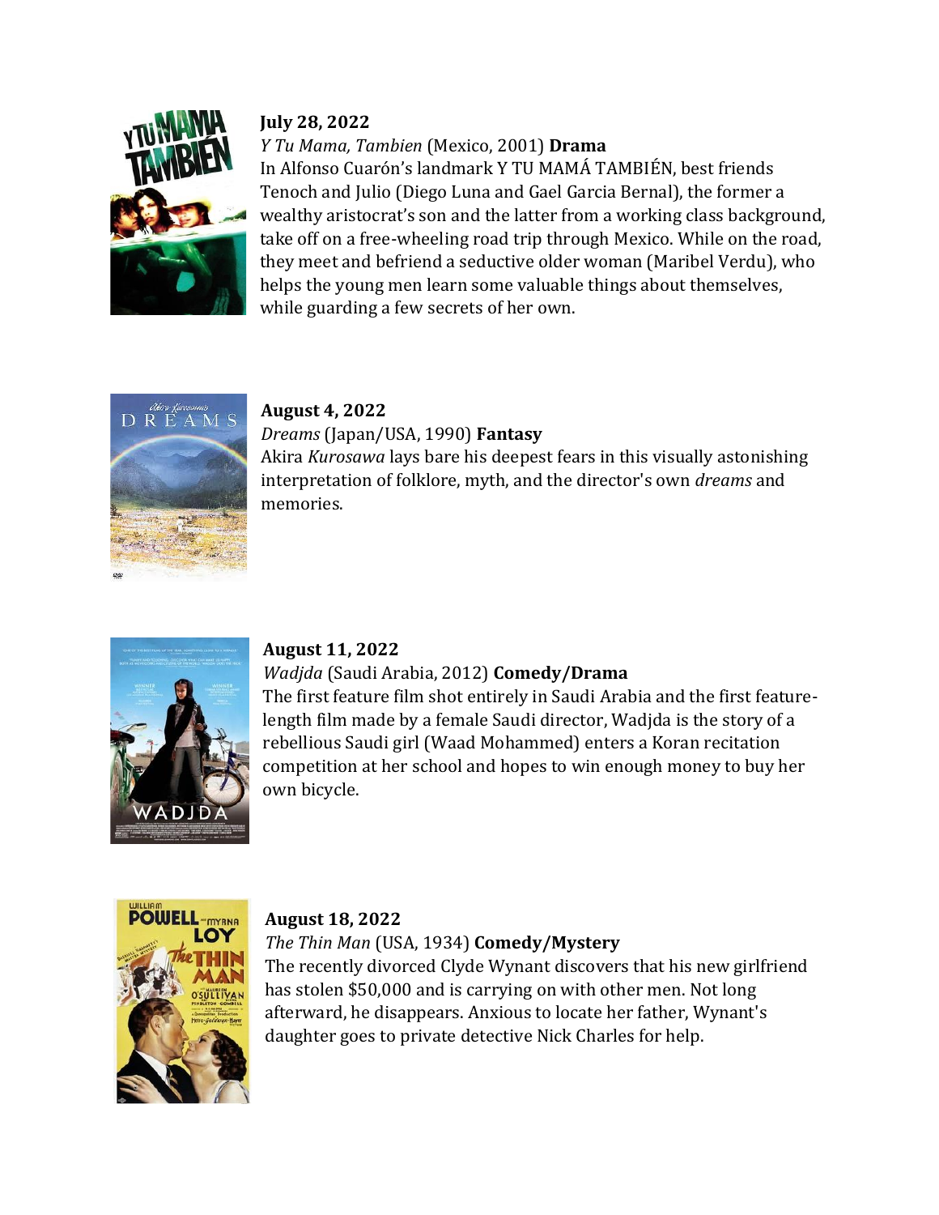**July 28, 2022**

*Y Tu Mama, Tambien* (Mexico, 2001) **Drama**

In Alfonso Cuarón's landmark Y TU MAMÁ TAMBIÉN, best friends Tenoch and Julio (Diego Luna and Gael Garcia Bernal), the former a wealthy aristocrat's son and the latter from a working class background, take off on a free-wheeling road trip through Mexico. While on the road, they meet and befriend a seductive older woman (Maribel Verdu), who helps the young men learn some valuable things about themselves, while guarding a few secrets of her own.

**August 4, 2022**

*Dreams* (Japan/USA, 1990) **Fantasy**

Akira *Kurosawa* lays bare his deepest fears in this visually astonishing interpretation of folklore, myth, and the director's own *dreams* and memories.

**August 11, 2022**

*Wadjda* (Saudi Arabia, 2012) **Comedy/Drama**

The first feature film shot entirely in Saudi Arabia and the first feature-length film made by a female Saudi director, Wadjda is the story of a rebellious Saudi girl (Waad Mohammed) enters a Koran recitation competition at her school and hopes to win enough money to buy her own bicycle.

**August 18, 2022**

*The Thin Man* (USA, 1934) **Comedy/Mystery**

The recently divorced Clyde Wynant discovers that his new girlfriend has stolen $50,000 and is carrying on with other men. Not long afterward, he disappears. Anxious to locate her father, Wynant's daughter goes to private detective Nick Charles for help.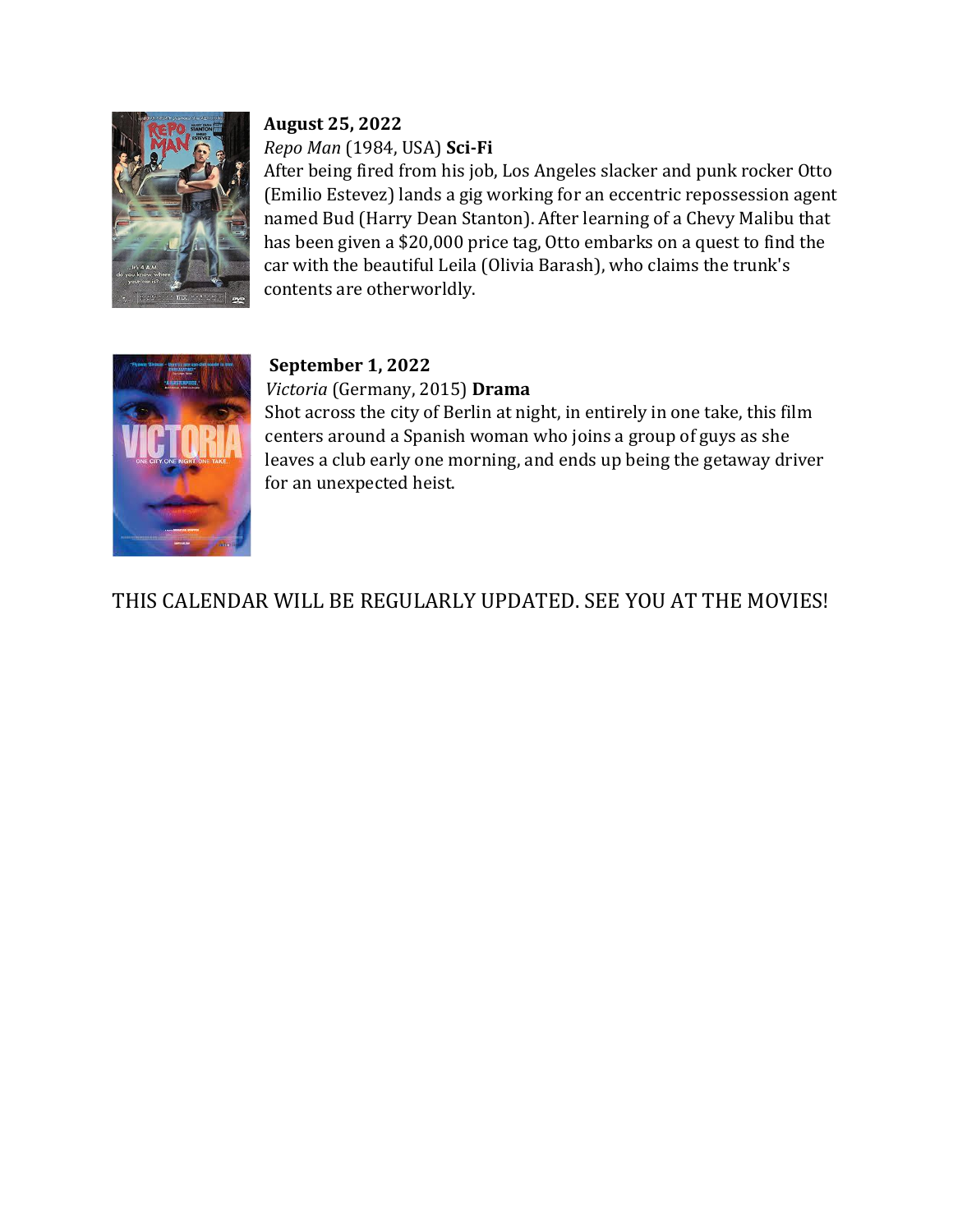**August 25, 2022**

*Repo Man* (1984, USA) **Sci-Fi**

After being fired from his job, Los Angeles slacker and punk rocker Otto (Emilio Estevez) lands a gig working for an eccentric repossession agent named Bud (Harry Dean Stanton). After learning of a Chevy Malibu that has been given a $20,000 price tag, Otto embarks on a quest to find the car with the beautiful Leila (Olivia Barash), who claims the trunk's contents are otherworldly.

**September 1, 2022**

*Victoria* (Germany, 2015) **Drama**

Shot across the city of Berlin at night, in entirely in one take, this film centers around a Spanish woman who joins a group of guys as she leaves a club early one morning, and ends up being the getaway driver for an unexpected heist.

THIS CALENDAR WILL BE REGULARLY UPDATED. SEE YOU AT THE MOVIES!